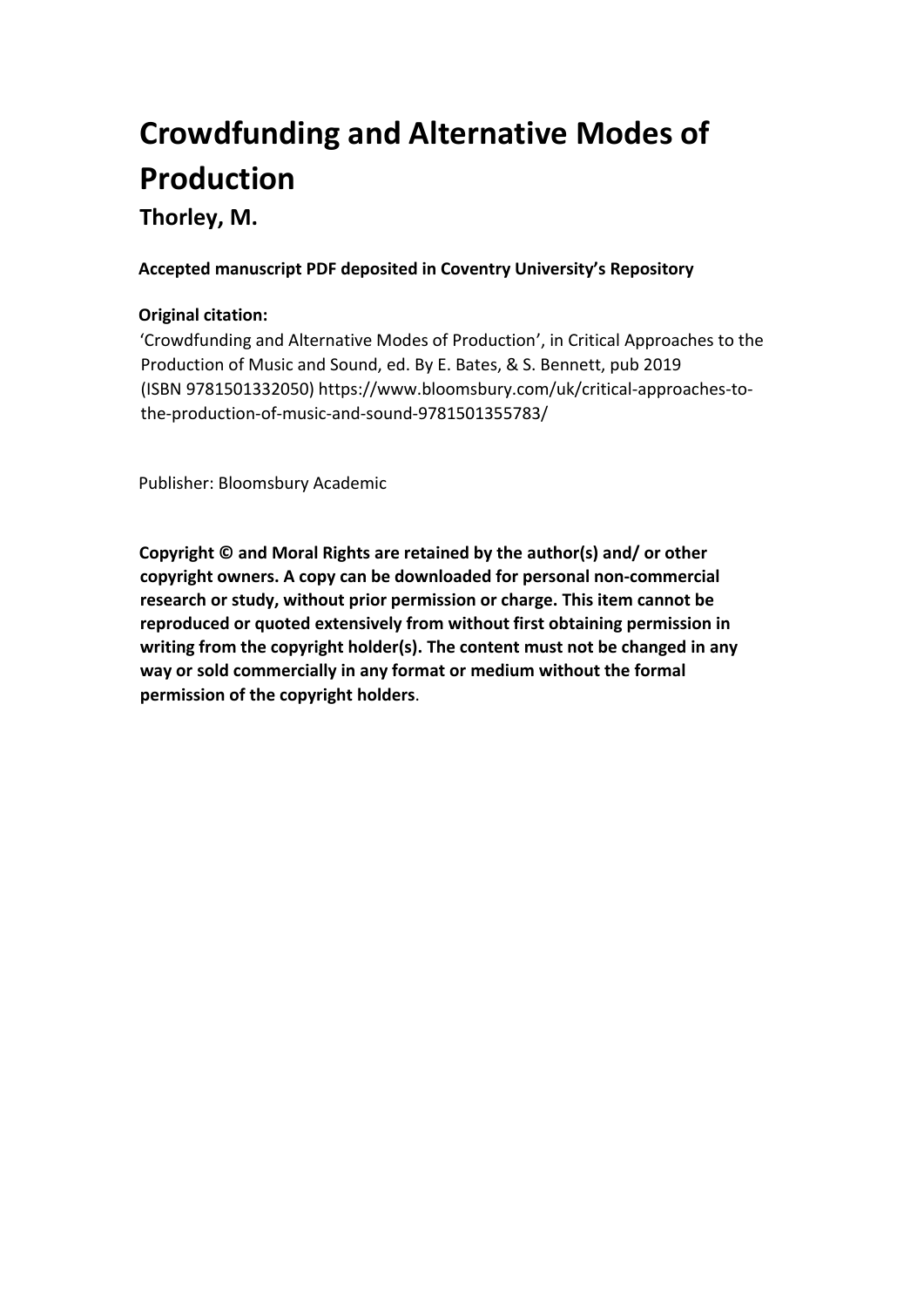# Crowdfunding and Alternative Modes of Production

## Thorley, M.

**Accepted manuscript PDF deposited in Coventry University's Repository**

**Original citation:**

'Crowdfunding and Alternative Modes of Production', in Critical Approaches to the Production of Music and Sound, ed. By E. Bates, & S. Bennett, pub 2019 (ISBN 9781501332050) https://www.bloomsbury.com/uk/critical-approaches-to-the-production-of-music-and-sound-9781501355783/

Publisher: Bloomsbury Academic

**Copyright © and Moral Rights are retained by the author(s) and/ or other copyright owners. A copy can be downloaded for personal non-commercial research or study, without prior permission or charge. This item cannot be reproduced or quoted extensively from without first obtaining permission in writing from the copyright holder(s). The content must not be changed in any way or sold commercially in any format or medium without the formal permission of the copyright holders**.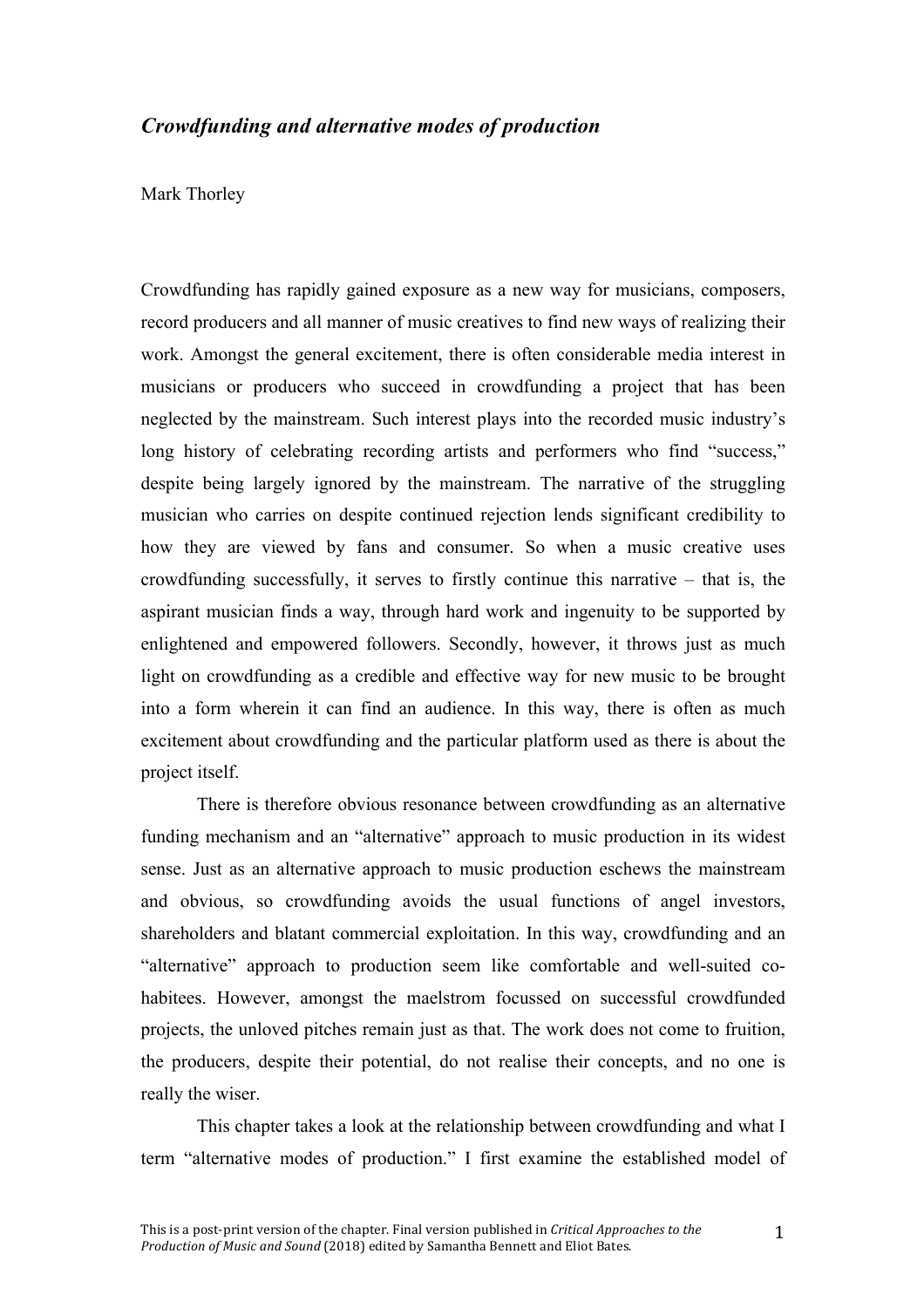*Crowdfunding and alternative modes of production*

Mark Thorley

Crowdfunding has rapidly gained exposure as a new way for musicians, composers, record producers and all manner of music creatives to find new ways of realizing their work. Amongst the general excitement, there is often considerable media interest in musicians or producers who succeed in crowdfunding a project that has been neglected by the mainstream. Such interest plays into the recorded music industry's long history of celebrating recording artists and performers who find "success," despite being largely ignored by the mainstream. The narrative of the struggling musician who carries on despite continued rejection lends significant credibility to how they are viewed by fans and consumer. So when a music creative uses crowdfunding successfully, it serves to firstly continue this narrative – that is, the aspirant musician finds a way, through hard work and ingenuity to be supported by enlightened and empowered followers. Secondly, however, it throws just as much light on crowdfunding as a credible and effective way for new music to be brought into a form wherein it can find an audience. In this way, there is often as much excitement about crowdfunding and the particular platform used as there is about the project itself.

There is therefore obvious resonance between crowdfunding as an alternative funding mechanism and an "alternative" approach to music production in its widest sense. Just as an alternative approach to music production eschews the mainstream and obvious, so crowdfunding avoids the usual functions of angel investors, shareholders and blatant commercial exploitation. In this way, crowdfunding and an "alternative" approach to production seem like comfortable and well-suited co-habitees. However, amongst the maelstrom focussed on successful crowdfunded projects, the unloved pitches remain just as that. The work does not come to fruition, the producers, despite their potential, do not realise their concepts, and no one is really the wiser.

This chapter takes a look at the relationship between crowdfunding and what I term "alternative modes of production." I first examine the established model of

This is a post-print version of the chapter. Final version published in *Critical Approaches to the Production of Music and Sound* (2018) edited by Samantha Bennett and Eliot Bates.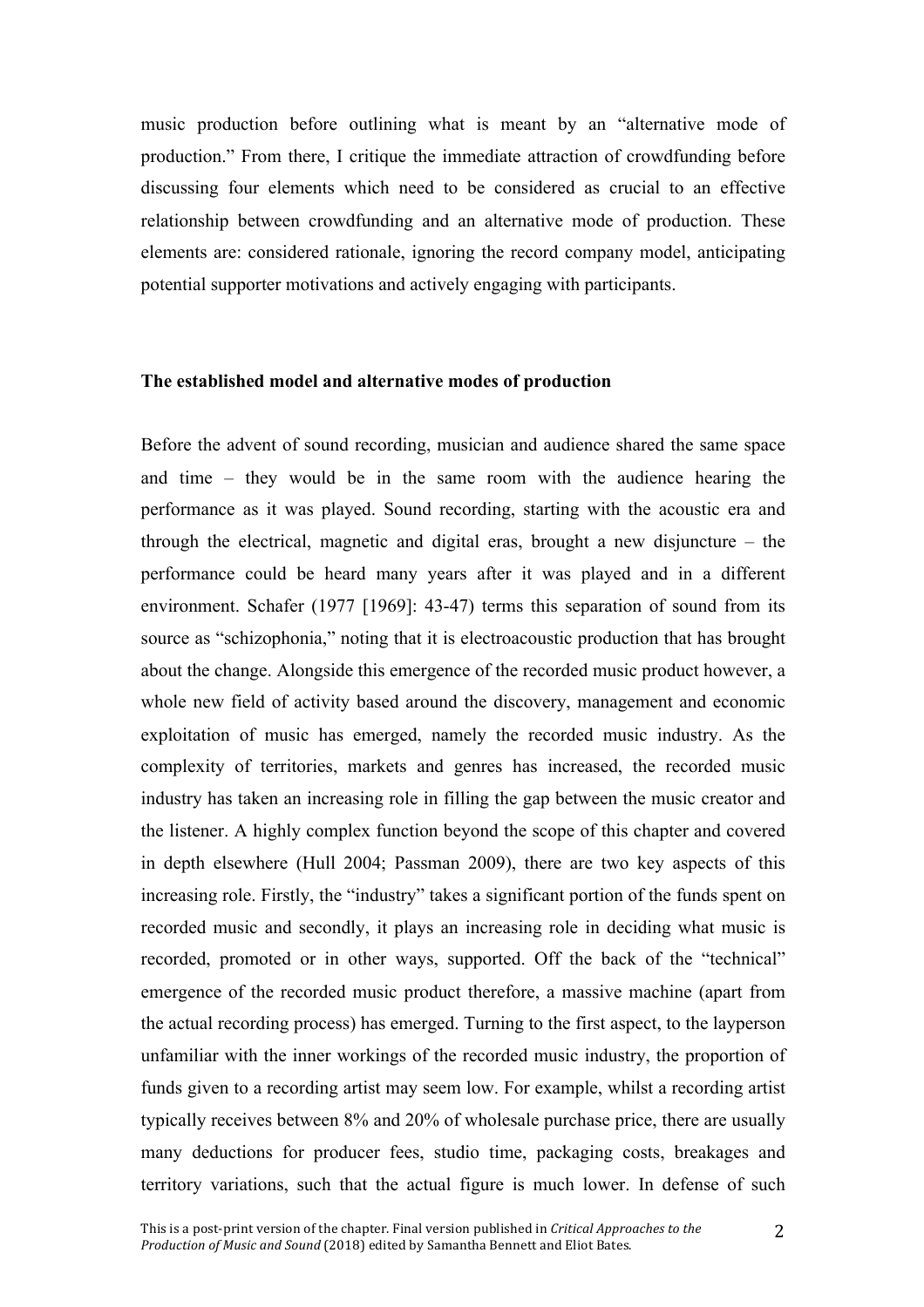music production before outlining what is meant by an "alternative mode of production." From there, I critique the immediate attraction of crowdfunding before discussing four elements which need to be considered as crucial to an effective relationship between crowdfunding and an alternative mode of production. These elements are: considered rationale, ignoring the record company model, anticipating potential supporter motivations and actively engaging with participants.

## The established model and alternative modes of production

Before the advent of sound recording, musician and audience shared the same space and time – they would be in the same room with the audience hearing the performance as it was played. Sound recording, starting with the acoustic era and through the electrical, magnetic and digital eras, brought a new disjuncture – the performance could be heard many years after it was played and in a different environment. Schafer (1977 [1969]: 43-47) terms this separation of sound from its source as "schizophonia," noting that it is electroacoustic production that has brought about the change. Alongside this emergence of the recorded music product however, a whole new field of activity based around the discovery, management and economic exploitation of music has emerged, namely the recorded music industry. As the complexity of territories, markets and genres has increased, the recorded music industry has taken an increasing role in filling the gap between the music creator and the listener. A highly complex function beyond the scope of this chapter and covered in depth elsewhere (Hull 2004; Passman 2009), there are two key aspects of this increasing role. Firstly, the "industry" takes a significant portion of the funds spent on recorded music and secondly, it plays an increasing role in deciding what music is recorded, promoted or in other ways, supported. Off the back of the "technical" emergence of the recorded music product therefore, a massive machine (apart from the actual recording process) has emerged. Turning to the first aspect, to the layperson unfamiliar with the inner workings of the recorded music industry, the proportion of funds given to a recording artist may seem low. For example, whilst a recording artist typically receives between 8% and 20% of wholesale purchase price, there are usually many deductions for producer fees, studio time, packaging costs, breakages and territory variations, such that the actual figure is much lower. In defense of such

This is a post-print version of the chapter. Final version published in *Critical Approaches to the Production of Music and Sound* (2018) edited by Samantha Bennett and Eliot Bates.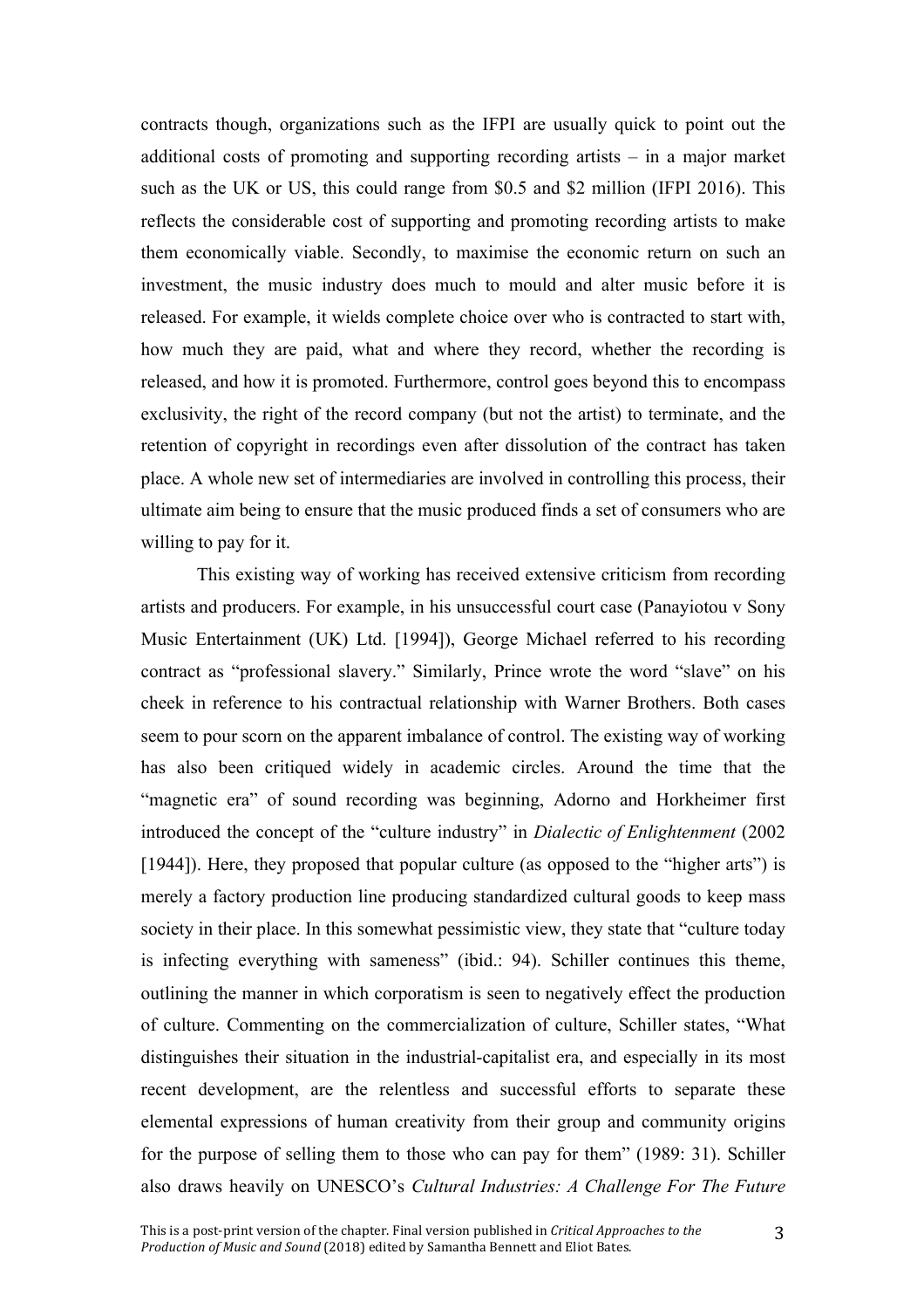contracts though, organizations such as the IFPI are usually quick to point out the additional costs of promoting and supporting recording artists – in a major market such as the UK or US, this could range from $0.5 and $2 million (IFPI 2016). This reflects the considerable cost of supporting and promoting recording artists to make them economically viable. Secondly, to maximise the economic return on such an investment, the music industry does much to mould and alter music before it is released. For example, it wields complete choice over who is contracted to start with, how much they are paid, what and where they record, whether the recording is released, and how it is promoted. Furthermore, control goes beyond this to encompass exclusivity, the right of the record company (but not the artist) to terminate, and the retention of copyright in recordings even after dissolution of the contract has taken place. A whole new set of intermediaries are involved in controlling this process, their ultimate aim being to ensure that the music produced finds a set of consumers who are willing to pay for it.

This existing way of working has received extensive criticism from recording artists and producers. For example, in his unsuccessful court case (Panayiotou v Sony Music Entertainment (UK) Ltd. [1994]), George Michael referred to his recording contract as "professional slavery." Similarly, Prince wrote the word "slave" on his cheek in reference to his contractual relationship with Warner Brothers. Both cases seem to pour scorn on the apparent imbalance of control. The existing way of working has also been critiqued widely in academic circles. Around the time that the "magnetic era" of sound recording was beginning, Adorno and Horkheimer first introduced the concept of the "culture industry" in *Dialectic of Enlightenment* (2002 [1944]). Here, they proposed that popular culture (as opposed to the "higher arts") is merely a factory production line producing standardized cultural goods to keep mass society in their place. In this somewhat pessimistic view, they state that "culture today is infecting everything with sameness" (ibid.: 94). Schiller continues this theme, outlining the manner in which corporatism is seen to negatively effect the production of culture. Commenting on the commercialization of culture, Schiller states, "What distinguishes their situation in the industrial-capitalist era, and especially in its most recent development, are the relentless and successful efforts to separate these elemental expressions of human creativity from their group and community origins for the purpose of selling them to those who can pay for them" (1989: 31). Schiller also draws heavily on UNESCO's *Cultural Industries: A Challenge For The Future*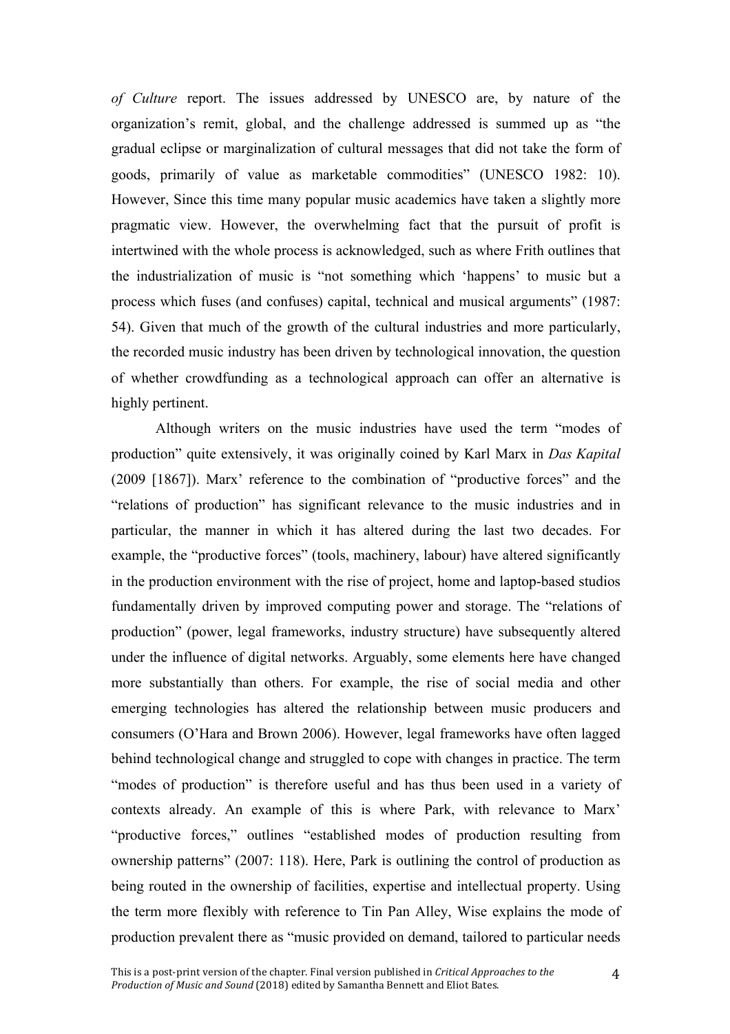*of Culture* report. The issues addressed by UNESCO are, by nature of the organization's remit, global, and the challenge addressed is summed up as "the gradual eclipse or marginalization of cultural messages that did not take the form of goods, primarily of value as marketable commodities" (UNESCO 1982: 10). However, Since this time many popular music academics have taken a slightly more pragmatic view. However, the overwhelming fact that the pursuit of profit is intertwined with the whole process is acknowledged, such as where Frith outlines that the industrialization of music is "not something which 'happens' to music but a process which fuses (and confuses) capital, technical and musical arguments" (1987: 54). Given that much of the growth of the cultural industries and more particularly, the recorded music industry has been driven by technological innovation, the question of whether crowdfunding as a technological approach can offer an alternative is highly pertinent.

Although writers on the music industries have used the term "modes of production" quite extensively, it was originally coined by Karl Marx in *Das Kapital* (2009 [1867]). Marx' reference to the combination of "productive forces" and the "relations of production" has significant relevance to the music industries and in particular, the manner in which it has altered during the last two decades. For example, the "productive forces" (tools, machinery, labour) have altered significantly in the production environment with the rise of project, home and laptop-based studios fundamentally driven by improved computing power and storage. The "relations of production" (power, legal frameworks, industry structure) have subsequently altered under the influence of digital networks. Arguably, some elements here have changed more substantially than others. For example, the rise of social media and other emerging technologies has altered the relationship between music producers and consumers (O'Hara and Brown 2006). However, legal frameworks have often lagged behind technological change and struggled to cope with changes in practice. The term "modes of production" is therefore useful and has thus been used in a variety of contexts already. An example of this is where Park, with relevance to Marx' "productive forces," outlines "established modes of production resulting from ownership patterns" (2007: 118). Here, Park is outlining the control of production as being routed in the ownership of facilities, expertise and intellectual property. Using the term more flexibly with reference to Tin Pan Alley, Wise explains the mode of production prevalent there as "music provided on demand, tailored to particular needs

This is a post-print version of the chapter. Final version published in *Critical Approaches to the Production of Music and Sound* (2018) edited by Samantha Bennett and Eliot Bates.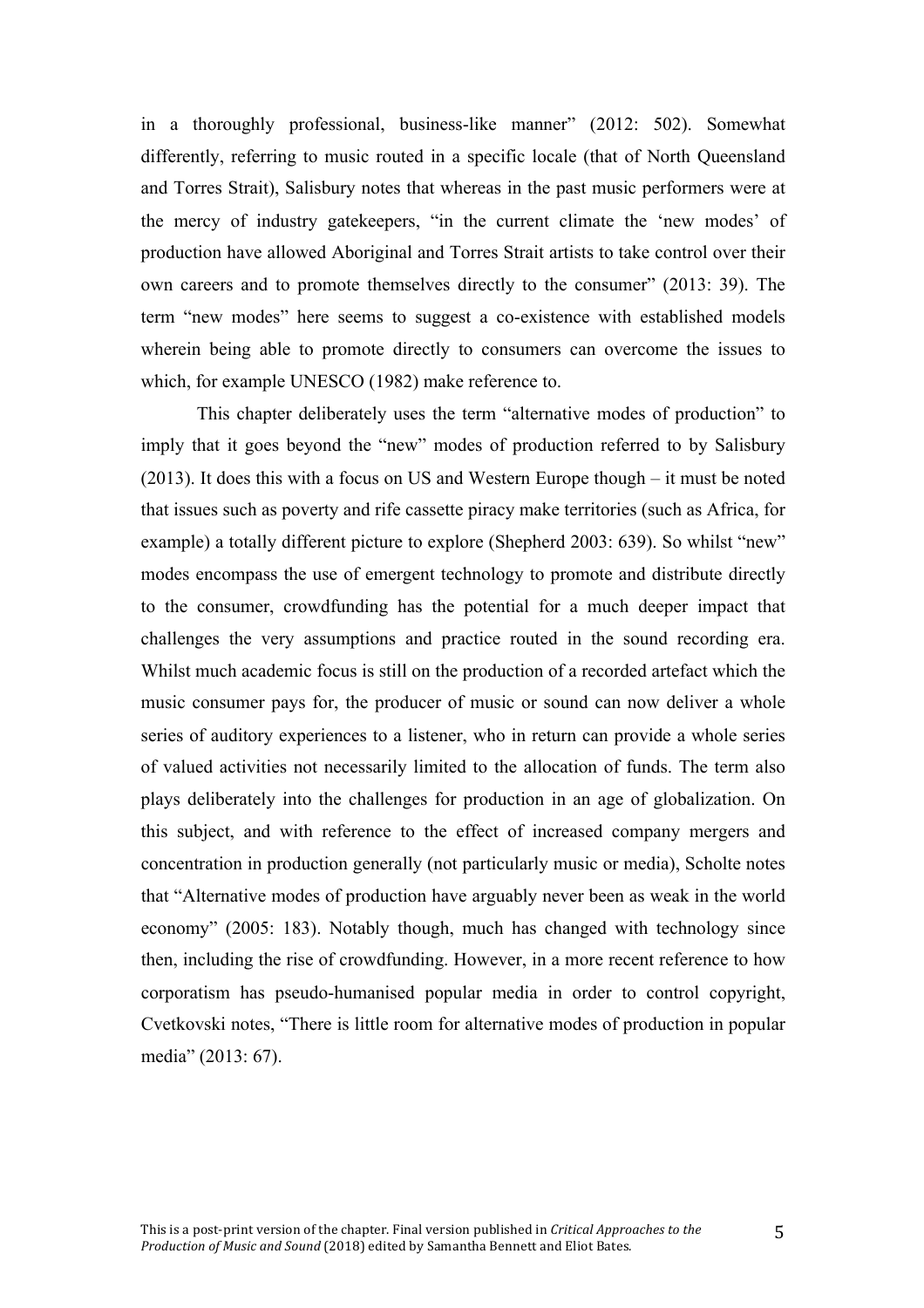in a thoroughly professional, business-like manner" (2012: 502). Somewhat differently, referring to music routed in a specific locale (that of North Queensland and Torres Strait), Salisbury notes that whereas in the past music performers were at the mercy of industry gatekeepers, "in the current climate the 'new modes' of production have allowed Aboriginal and Torres Strait artists to take control over their own careers and to promote themselves directly to the consumer" (2013: 39). The term "new modes" here seems to suggest a co-existence with established models wherein being able to promote directly to consumers can overcome the issues to which, for example UNESCO (1982) make reference to.

This chapter deliberately uses the term "alternative modes of production" to imply that it goes beyond the "new" modes of production referred to by Salisbury (2013). It does this with a focus on US and Western Europe though – it must be noted that issues such as poverty and rife cassette piracy make territories (such as Africa, for example) a totally different picture to explore (Shepherd 2003: 639). So whilst "new" modes encompass the use of emergent technology to promote and distribute directly to the consumer, crowdfunding has the potential for a much deeper impact that challenges the very assumptions and practice routed in the sound recording era. Whilst much academic focus is still on the production of a recorded artefact which the music consumer pays for, the producer of music or sound can now deliver a whole series of auditory experiences to a listener, who in return can provide a whole series of valued activities not necessarily limited to the allocation of funds. The term also plays deliberately into the challenges for production in an age of globalization. On this subject, and with reference to the effect of increased company mergers and concentration in production generally (not particularly music or media), Scholte notes that "Alternative modes of production have arguably never been as weak in the world economy" (2005: 183). Notably though, much has changed with technology since then, including the rise of crowdfunding. However, in a more recent reference to how corporatism has pseudo-humanised popular media in order to control copyright, Cvetkovski notes, "There is little room for alternative modes of production in popular media" (2013: 67).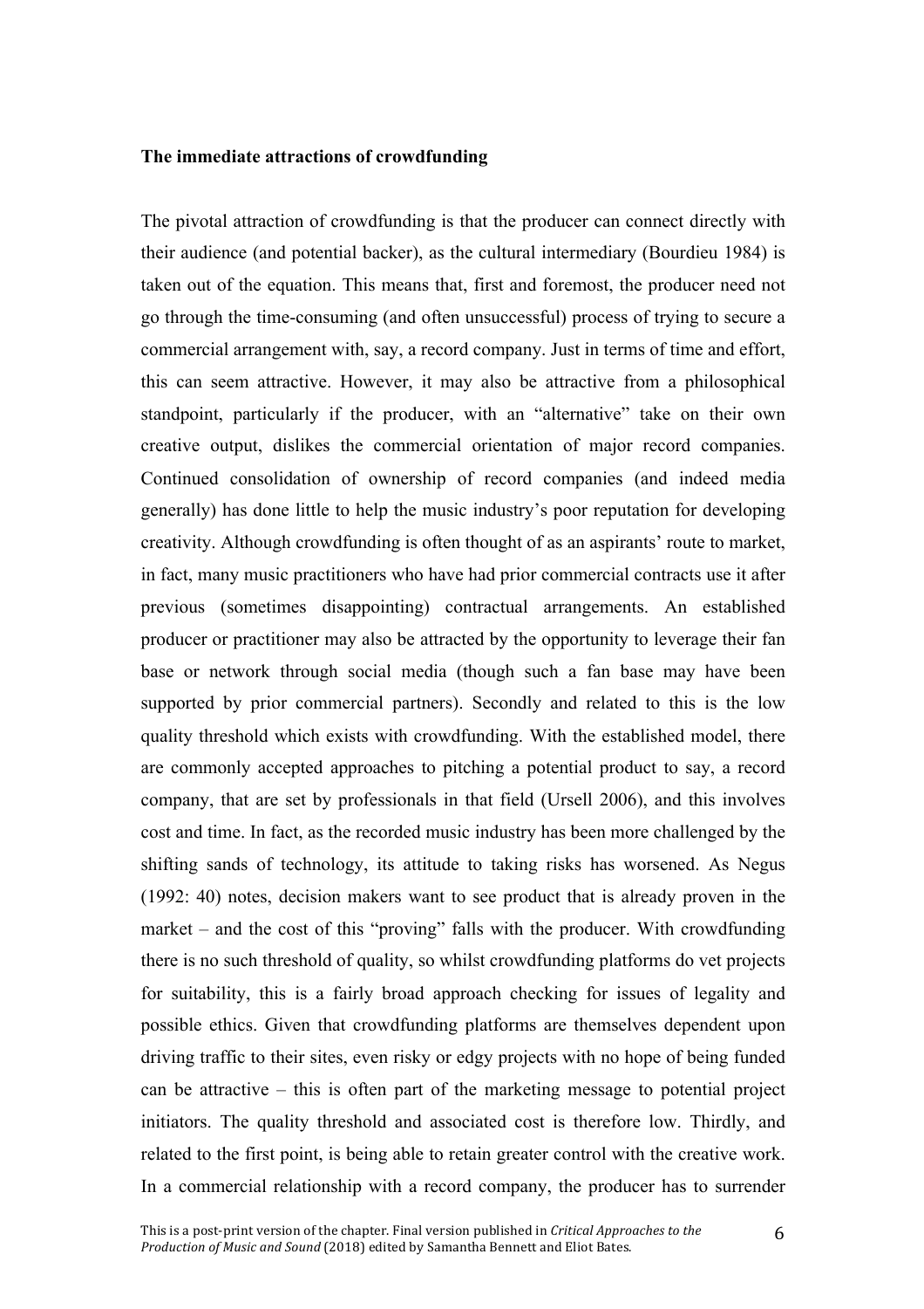**The immediate attractions of crowdfunding**

The pivotal attraction of crowdfunding is that the producer can connect directly with their audience (and potential backer), as the cultural intermediary (Bourdieu 1984) is taken out of the equation. This means that, first and foremost, the producer need not go through the time-consuming (and often unsuccessful) process of trying to secure a commercial arrangement with, say, a record company. Just in terms of time and effort, this can seem attractive. However, it may also be attractive from a philosophical standpoint, particularly if the producer, with an "alternative" take on their own creative output, dislikes the commercial orientation of major record companies. Continued consolidation of ownership of record companies (and indeed media generally) has done little to help the music industry's poor reputation for developing creativity. Although crowdfunding is often thought of as an aspirants' route to market, in fact, many music practitioners who have had prior commercial contracts use it after previous (sometimes disappointing) contractual arrangements. An established producer or practitioner may also be attracted by the opportunity to leverage their fan base or network through social media (though such a fan base may have been supported by prior commercial partners). Secondly and related to this is the low quality threshold which exists with crowdfunding. With the established model, there are commonly accepted approaches to pitching a potential product to say, a record company, that are set by professionals in that field (Ursell 2006), and this involves cost and time. In fact, as the recorded music industry has been more challenged by the shifting sands of technology, its attitude to taking risks has worsened. As Negus (1992: 40) notes, decision makers want to see product that is already proven in the market – and the cost of this "proving" falls with the producer. With crowdfunding there is no such threshold of quality, so whilst crowdfunding platforms do vet projects for suitability, this is a fairly broad approach checking for issues of legality and possible ethics. Given that crowdfunding platforms are themselves dependent upon driving traffic to their sites, even risky or edgy projects with no hope of being funded can be attractive – this is often part of the marketing message to potential project initiators. The quality threshold and associated cost is therefore low. Thirdly, and related to the first point, is being able to retain greater control with the creative work. In a commercial relationship with a record company, the producer has to surrender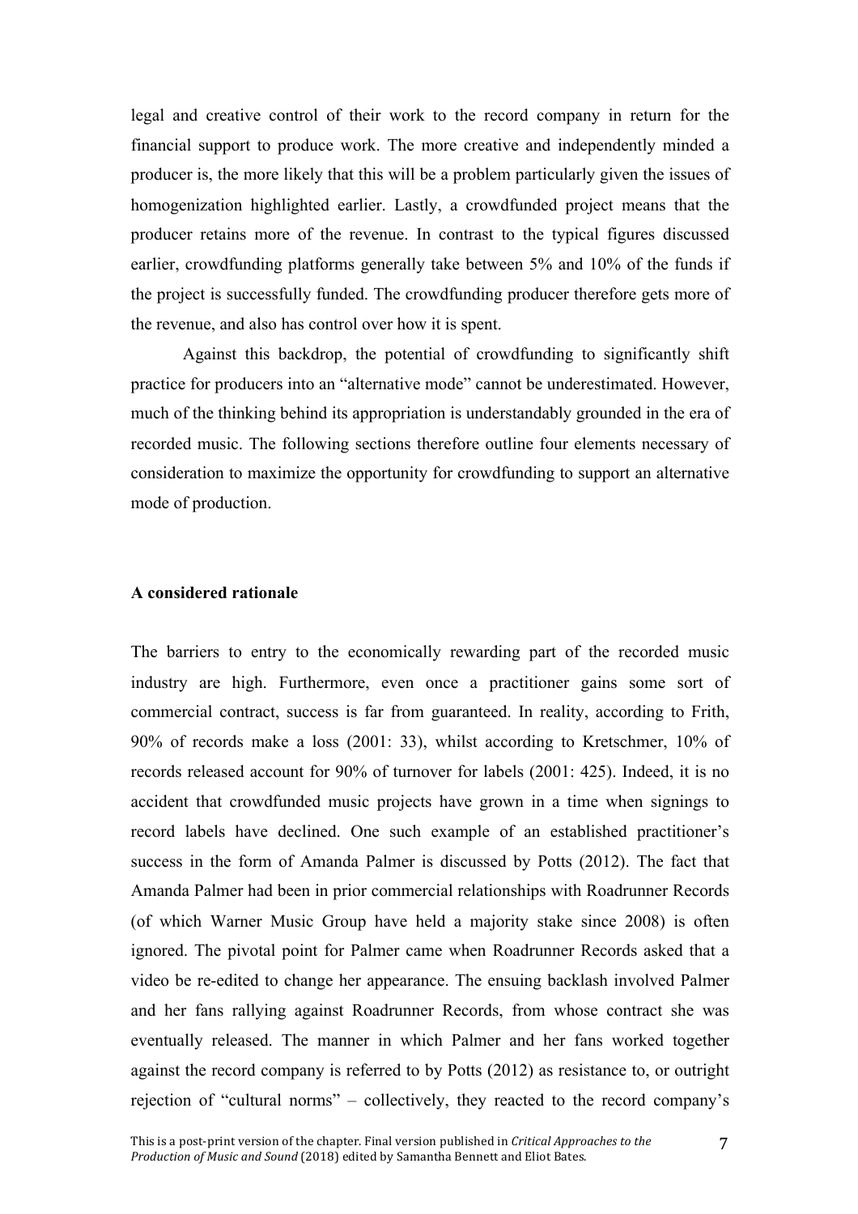legal and creative control of their work to the record company in return for the financial support to produce work. The more creative and independently minded a producer is, the more likely that this will be a problem particularly given the issues of homogenization highlighted earlier. Lastly, a crowdfunded project means that the producer retains more of the revenue. In contrast to the typical figures discussed earlier, crowdfunding platforms generally take between 5% and 10% of the funds if the project is successfully funded. The crowdfunding producer therefore gets more of the revenue, and also has control over how it is spent.

Against this backdrop, the potential of crowdfunding to significantly shift practice for producers into an "alternative mode" cannot be underestimated. However, much of the thinking behind its appropriation is understandably grounded in the era of recorded music. The following sections therefore outline four elements necessary of consideration to maximize the opportunity for crowdfunding to support an alternative mode of production.

**A considered rationale**

The barriers to entry to the economically rewarding part of the recorded music industry are high. Furthermore, even once a practitioner gains some sort of commercial contract, success is far from guaranteed. In reality, according to Frith, 90% of records make a loss (2001: 33), whilst according to Kretschmer, 10% of records released account for 90% of turnover for labels (2001: 425). Indeed, it is no accident that crowdfunded music projects have grown in a time when signings to record labels have declined. One such example of an established practitioner's success in the form of Amanda Palmer is discussed by Potts (2012). The fact that Amanda Palmer had been in prior commercial relationships with Roadrunner Records (of which Warner Music Group have held a majority stake since 2008) is often ignored. The pivotal point for Palmer came when Roadrunner Records asked that a video be re-edited to change her appearance. The ensuing backlash involved Palmer and her fans rallying against Roadrunner Records, from whose contract she was eventually released. The manner in which Palmer and her fans worked together against the record company is referred to by Potts (2012) as resistance to, or outright rejection of "cultural norms" – collectively, they reacted to the record company's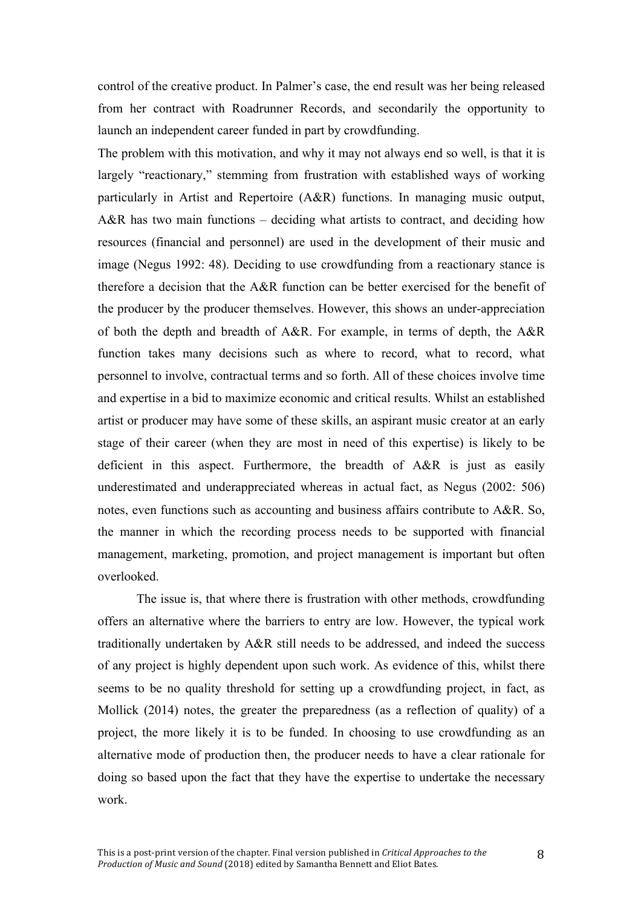control of the creative product. In Palmer's case, the end result was her being released from her contract with Roadrunner Records, and secondarily the opportunity to launch an independent career funded in part by crowdfunding.

The problem with this motivation, and why it may not always end so well, is that it is largely "reactionary," stemming from frustration with established ways of working particularly in Artist and Repertoire (A&R) functions. In managing music output, A&R has two main functions – deciding what artists to contract, and deciding how resources (financial and personnel) are used in the development of their music and image (Negus 1992: 48). Deciding to use crowdfunding from a reactionary stance is therefore a decision that the A&R function can be better exercised for the benefit of the producer by the producer themselves. However, this shows an under-appreciation of both the depth and breadth of A&R. For example, in terms of depth, the A&R function takes many decisions such as where to record, what to record, what personnel to involve, contractual terms and so forth. All of these choices involve time and expertise in a bid to maximize economic and critical results. Whilst an established artist or producer may have some of these skills, an aspirant music creator at an early stage of their career (when they are most in need of this expertise) is likely to be deficient in this aspect. Furthermore, the breadth of A&R is just as easily underestimated and underappreciated whereas in actual fact, as Negus (2002: 506) notes, even functions such as accounting and business affairs contribute to A&R. So, the manner in which the recording process needs to be supported with financial management, marketing, promotion, and project management is important but often overlooked.

The issue is, that where there is frustration with other methods, crowdfunding offers an alternative where the barriers to entry are low. However, the typical work traditionally undertaken by A&R still needs to be addressed, and indeed the success of any project is highly dependent upon such work. As evidence of this, whilst there seems to be no quality threshold for setting up a crowdfunding project, in fact, as Mollick (2014) notes, the greater the preparedness (as a reflection of quality) of a project, the more likely it is to be funded. In choosing to use crowdfunding as an alternative mode of production then, the producer needs to have a clear rationale for doing so based upon the fact that they have the expertise to undertake the necessary work.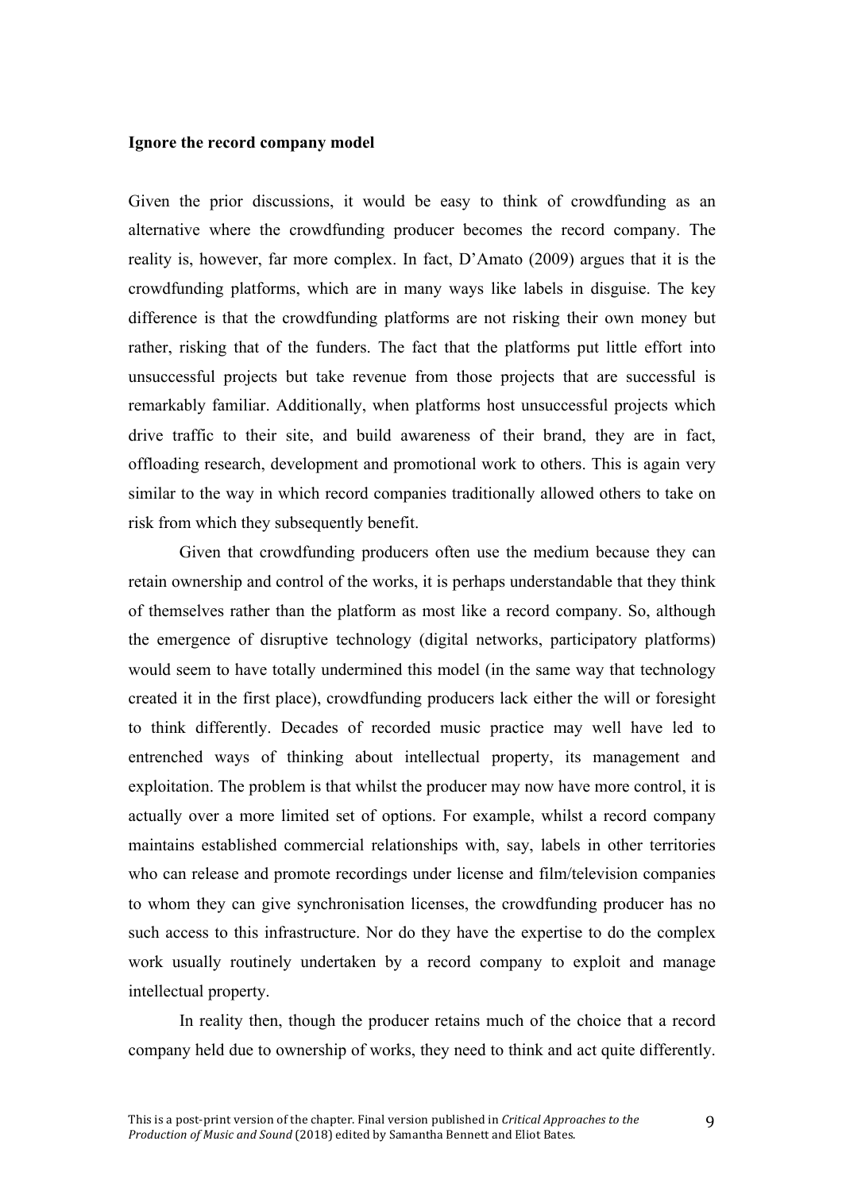**Ignore the record company model**

Given the prior discussions, it would be easy to think of crowdfunding as an alternative where the crowdfunding producer becomes the record company. The reality is, however, far more complex. In fact, D'Amato (2009) argues that it is the crowdfunding platforms, which are in many ways like labels in disguise. The key difference is that the crowdfunding platforms are not risking their own money but rather, risking that of the funders. The fact that the platforms put little effort into unsuccessful projects but take revenue from those projects that are successful is remarkably familiar. Additionally, when platforms host unsuccessful projects which drive traffic to their site, and build awareness of their brand, they are in fact, offloading research, development and promotional work to others. This is again very similar to the way in which record companies traditionally allowed others to take on risk from which they subsequently benefit.

Given that crowdfunding producers often use the medium because they can retain ownership and control of the works, it is perhaps understandable that they think of themselves rather than the platform as most like a record company. So, although the emergence of disruptive technology (digital networks, participatory platforms) would seem to have totally undermined this model (in the same way that technology created it in the first place), crowdfunding producers lack either the will or foresight to think differently. Decades of recorded music practice may well have led to entrenched ways of thinking about intellectual property, its management and exploitation. The problem is that whilst the producer may now have more control, it is actually over a more limited set of options. For example, whilst a record company maintains established commercial relationships with, say, labels in other territories who can release and promote recordings under license and film/television companies to whom they can give synchronisation licenses, the crowdfunding producer has no such access to this infrastructure. Nor do they have the expertise to do the complex work usually routinely undertaken by a record company to exploit and manage intellectual property.

In reality then, though the producer retains much of the choice that a record company held due to ownership of works, they need to think and act quite differently.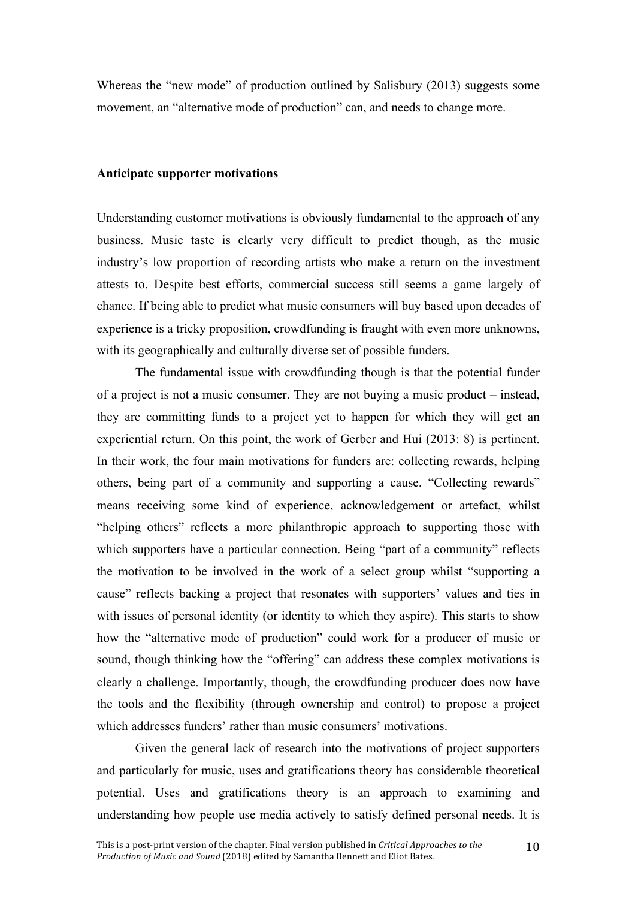Whereas the "new mode" of production outlined by Salisbury (2013) suggests some movement, an "alternative mode of production" can, and needs to change more.

**Anticipate supporter motivations**

Understanding customer motivations is obviously fundamental to the approach of any business. Music taste is clearly very difficult to predict though, as the music industry's low proportion of recording artists who make a return on the investment attests to. Despite best efforts, commercial success still seems a game largely of chance. If being able to predict what music consumers will buy based upon decades of experience is a tricky proposition, crowdfunding is fraught with even more unknowns, with its geographically and culturally diverse set of possible funders.

The fundamental issue with crowdfunding though is that the potential funder of a project is not a music consumer. They are not buying a music product – instead, they are committing funds to a project yet to happen for which they will get an experiential return. On this point, the work of Gerber and Hui (2013: 8) is pertinent. In their work, the four main motivations for funders are: collecting rewards, helping others, being part of a community and supporting a cause. "Collecting rewards" means receiving some kind of experience, acknowledgement or artefact, whilst "helping others" reflects a more philanthropic approach to supporting those with which supporters have a particular connection. Being "part of a community" reflects the motivation to be involved in the work of a select group whilst "supporting a cause" reflects backing a project that resonates with supporters' values and ties in with issues of personal identity (or identity to which they aspire). This starts to show how the "alternative mode of production" could work for a producer of music or sound, though thinking how the "offering" can address these complex motivations is clearly a challenge. Importantly, though, the crowdfunding producer does now have the tools and the flexibility (through ownership and control) to propose a project which addresses funders' rather than music consumers' motivations.

Given the general lack of research into the motivations of project supporters and particularly for music, uses and gratifications theory has considerable theoretical potential. Uses and gratifications theory is an approach to examining and understanding how people use media actively to satisfy defined personal needs. It is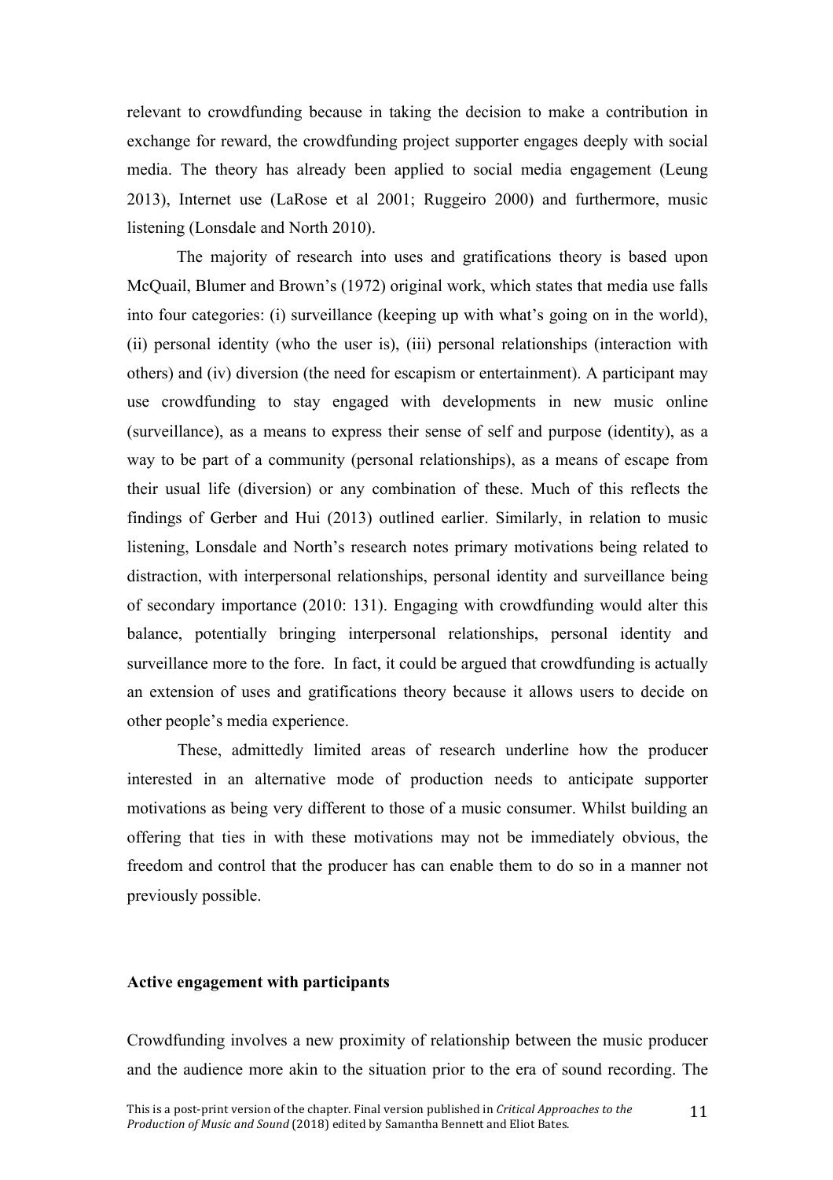relevant to crowdfunding because in taking the decision to make a contribution in exchange for reward, the crowdfunding project supporter engages deeply with social media. The theory has already been applied to social media engagement (Leung 2013), Internet use (LaRose et al 2001; Ruggeiro 2000) and furthermore, music listening (Lonsdale and North 2010).

The majority of research into uses and gratifications theory is based upon McQuail, Blumer and Brown's (1972) original work, which states that media use falls into four categories: (i) surveillance (keeping up with what's going on in the world), (ii) personal identity (who the user is), (iii) personal relationships (interaction with others) and (iv) diversion (the need for escapism or entertainment). A participant may use crowdfunding to stay engaged with developments in new music online (surveillance), as a means to express their sense of self and purpose (identity), as a way to be part of a community (personal relationships), as a means of escape from their usual life (diversion) or any combination of these. Much of this reflects the findings of Gerber and Hui (2013) outlined earlier. Similarly, in relation to music listening, Lonsdale and North's research notes primary motivations being related to distraction, with interpersonal relationships, personal identity and surveillance being of secondary importance (2010: 131). Engaging with crowdfunding would alter this balance, potentially bringing interpersonal relationships, personal identity and surveillance more to the fore. In fact, it could be argued that crowdfunding is actually an extension of uses and gratifications theory because it allows users to decide on other people's media experience.

These, admittedly limited areas of research underline how the producer interested in an alternative mode of production needs to anticipate supporter motivations as being very different to those of a music consumer. Whilst building an offering that ties in with these motivations may not be immediately obvious, the freedom and control that the producer has can enable them to do so in a manner not previously possible.

**Active engagement with participants**

Crowdfunding involves a new proximity of relationship between the music producer and the audience more akin to the situation prior to the era of sound recording. The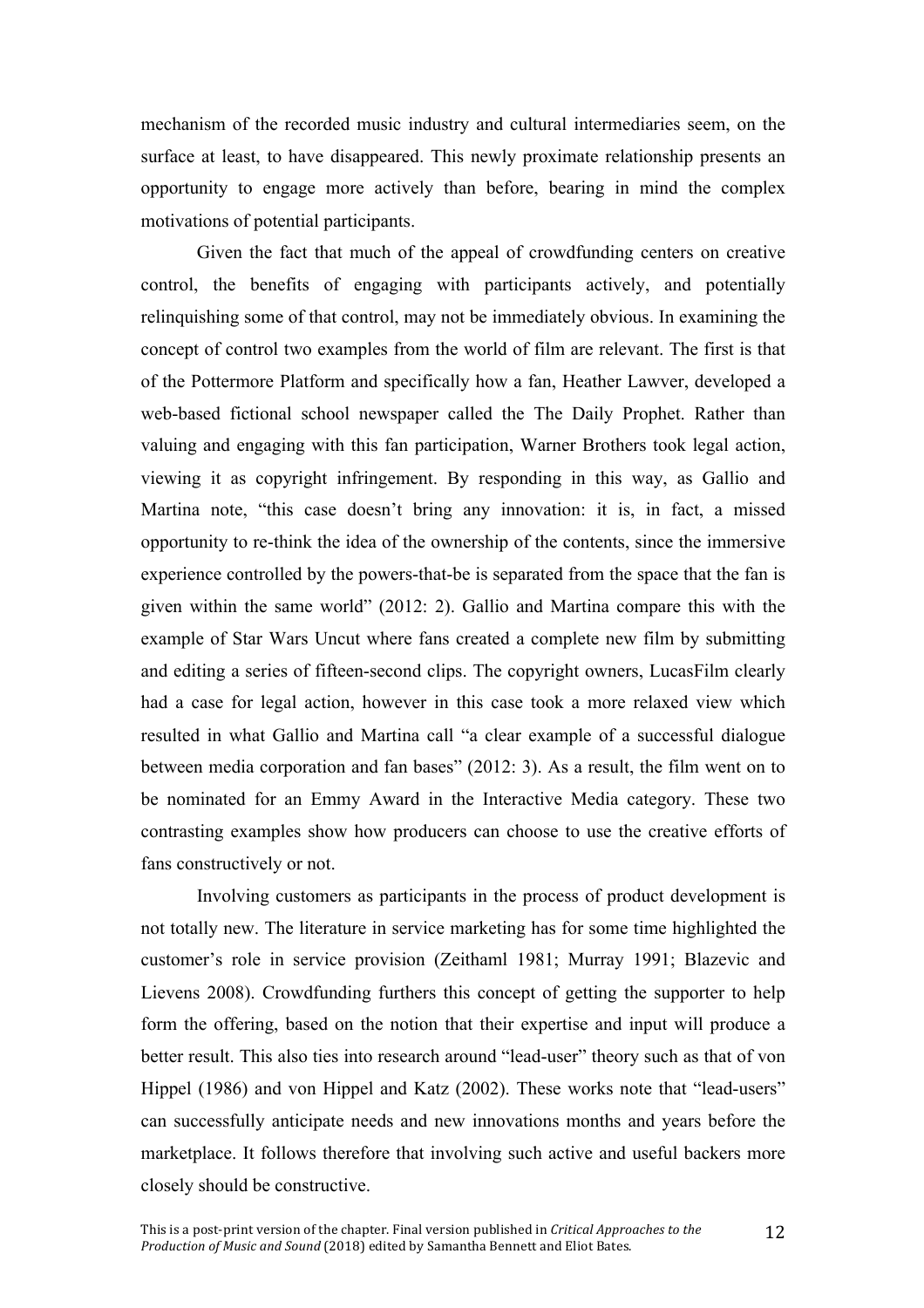mechanism of the recorded music industry and cultural intermediaries seem, on the surface at least, to have disappeared. This newly proximate relationship presents an opportunity to engage more actively than before, bearing in mind the complex motivations of potential participants.

Given the fact that much of the appeal of crowdfunding centers on creative control, the benefits of engaging with participants actively, and potentially relinquishing some of that control, may not be immediately obvious. In examining the concept of control two examples from the world of film are relevant. The first is that of the Pottermore Platform and specifically how a fan, Heather Lawver, developed a web-based fictional school newspaper called the The Daily Prophet. Rather than valuing and engaging with this fan participation, Warner Brothers took legal action, viewing it as copyright infringement. By responding in this way, as Gallio and Martina note, "this case doesn't bring any innovation: it is, in fact, a missed opportunity to re-think the idea of the ownership of the contents, since the immersive experience controlled by the powers-that-be is separated from the space that the fan is given within the same world" (2012: 2). Gallio and Martina compare this with the example of Star Wars Uncut where fans created a complete new film by submitting and editing a series of fifteen-second clips. The copyright owners, LucasFilm clearly had a case for legal action, however in this case took a more relaxed view which resulted in what Gallio and Martina call "a clear example of a successful dialogue between media corporation and fan bases" (2012: 3). As a result, the film went on to be nominated for an Emmy Award in the Interactive Media category. These two contrasting examples show how producers can choose to use the creative efforts of fans constructively or not.

Involving customers as participants in the process of product development is not totally new. The literature in service marketing has for some time highlighted the customer's role in service provision (Zeithaml 1981; Murray 1991; Blazevic and Lievens 2008). Crowdfunding furthers this concept of getting the supporter to help form the offering, based on the notion that their expertise and input will produce a better result. This also ties into research around "lead-user" theory such as that of von Hippel (1986) and von Hippel and Katz (2002). These works note that "lead-users" can successfully anticipate needs and new innovations months and years before the marketplace. It follows therefore that involving such active and useful backers more closely should be constructive.

This is a post-print version of the chapter. Final version published in *Critical Approaches to the Production of Music and Sound* (2018) edited by Samantha Bennett and Eliot Bates.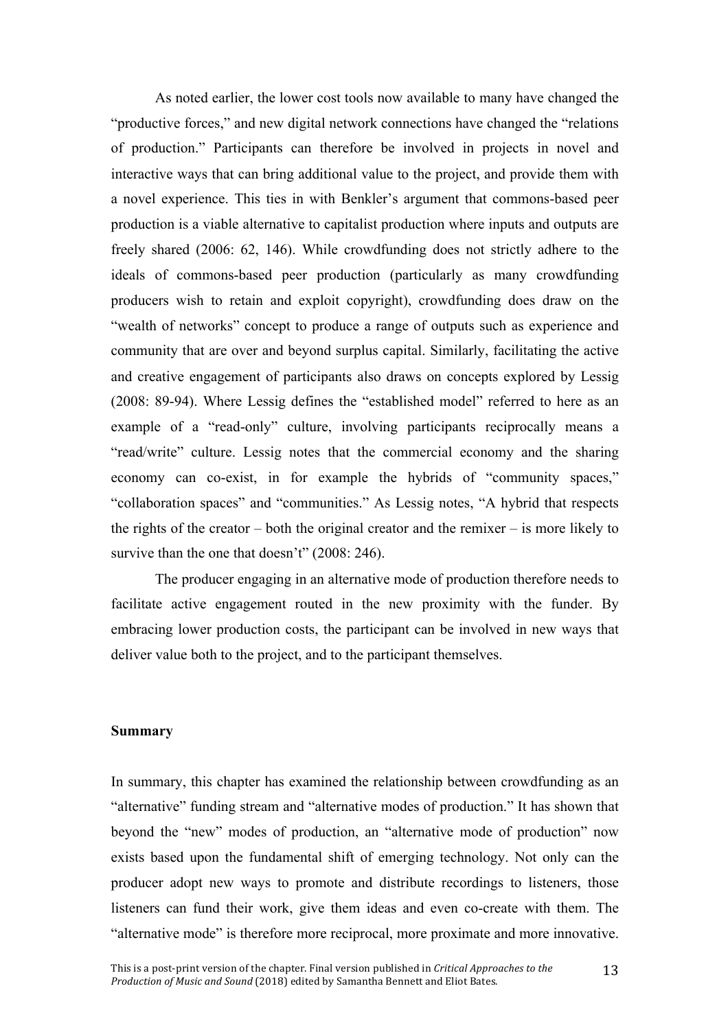As noted earlier, the lower cost tools now available to many have changed the "productive forces," and new digital network connections have changed the "relations of production." Participants can therefore be involved in projects in novel and interactive ways that can bring additional value to the project, and provide them with a novel experience. This ties in with Benkler's argument that commons-based peer production is a viable alternative to capitalist production where inputs and outputs are freely shared (2006: 62, 146). While crowdfunding does not strictly adhere to the ideals of commons-based peer production (particularly as many crowdfunding producers wish to retain and exploit copyright), crowdfunding does draw on the "wealth of networks" concept to produce a range of outputs such as experience and community that are over and beyond surplus capital. Similarly, facilitating the active and creative engagement of participants also draws on concepts explored by Lessig (2008: 89-94). Where Lessig defines the "established model" referred to here as an example of a "read-only" culture, involving participants reciprocally means a "read/write" culture. Lessig notes that the commercial economy and the sharing economy can co-exist, in for example the hybrids of "community spaces," "collaboration spaces" and "communities." As Lessig notes, "A hybrid that respects the rights of the creator – both the original creator and the remixer – is more likely to survive than the one that doesn't" (2008: 246).

The producer engaging in an alternative mode of production therefore needs to facilitate active engagement routed in the new proximity with the funder. By embracing lower production costs, the participant can be involved in new ways that deliver value both to the project, and to the participant themselves.

**Summary**

In summary, this chapter has examined the relationship between crowdfunding as an "alternative" funding stream and "alternative modes of production." It has shown that beyond the "new" modes of production, an "alternative mode of production" now exists based upon the fundamental shift of emerging technology. Not only can the producer adopt new ways to promote and distribute recordings to listeners, those listeners can fund their work, give them ideas and even co-create with them. The "alternative mode" is therefore more reciprocal, more proximate and more innovative.

This is a post-print version of the chapter. Final version published in *Critical Approaches to the Production of Music and Sound* (2018) edited by Samantha Bennett and Eliot Bates.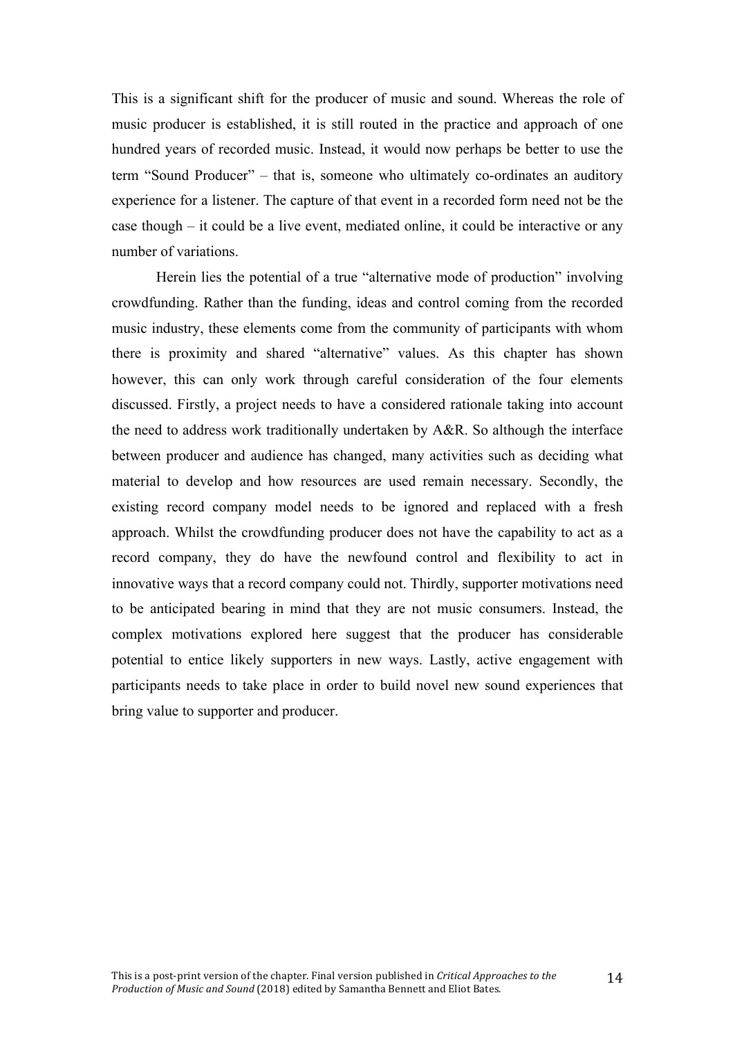This is a significant shift for the producer of music and sound. Whereas the role of music producer is established, it is still routed in the practice and approach of one hundred years of recorded music. Instead, it would now perhaps be better to use the term "Sound Producer" – that is, someone who ultimately co-ordinates an auditory experience for a listener. The capture of that event in a recorded form need not be the case though – it could be a live event, mediated online, it could be interactive or any number of variations.

Herein lies the potential of a true "alternative mode of production" involving crowdfunding. Rather than the funding, ideas and control coming from the recorded music industry, these elements come from the community of participants with whom there is proximity and shared "alternative" values. As this chapter has shown however, this can only work through careful consideration of the four elements discussed. Firstly, a project needs to have a considered rationale taking into account the need to address work traditionally undertaken by A&R. So although the interface between producer and audience has changed, many activities such as deciding what material to develop and how resources are used remain necessary. Secondly, the existing record company model needs to be ignored and replaced with a fresh approach. Whilst the crowdfunding producer does not have the capability to act as a record company, they do have the newfound control and flexibility to act in innovative ways that a record company could not. Thirdly, supporter motivations need to be anticipated bearing in mind that they are not music consumers. Instead, the complex motivations explored here suggest that the producer has considerable potential to entice likely supporters in new ways. Lastly, active engagement with participants needs to take place in order to build novel new sound experiences that bring value to supporter and producer.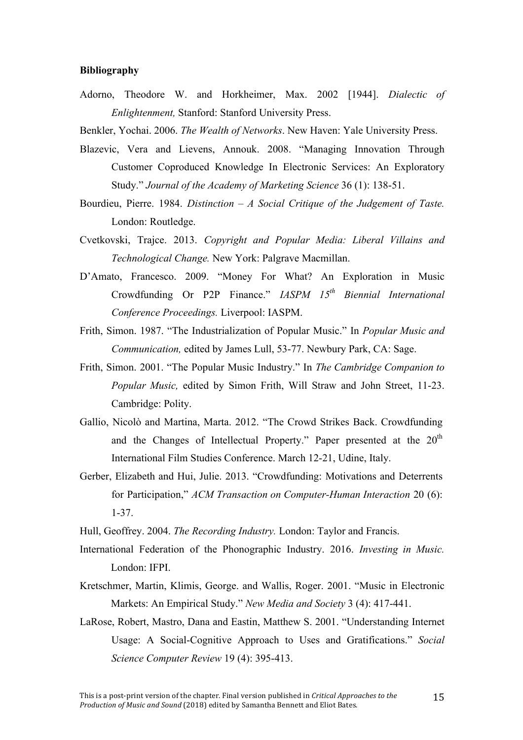**Bibliography**

Adorno, Theodore W. and Horkheimer, Max. 2002 [1944]. *Dialectic of Enlightenment,* Stanford: Stanford University Press.

Benkler, Yochai. 2006. *The Wealth of Networks*. New Haven: Yale University Press.

Blazevic, Vera and Lievens, Annouk. 2008. "Managing Innovation Through Customer Coproduced Knowledge In Electronic Services: An Exploratory Study." *Journal of the Academy of Marketing Science* 36 (1): 138-51.

Bourdieu, Pierre. 1984. *Distinction – A Social Critique of the Judgement of Taste.* London: Routledge.

Cvetkovski, Trajce. 2013. *Copyright and Popular Media: Liberal Villains and Technological Change.* New York: Palgrave Macmillan.

D'Amato, Francesco. 2009. "Money For What? An Exploration in Music Crowdfunding Or P2P Finance." *IASPM 15th Biennial International Conference Proceedings.* Liverpool: IASPM.

Frith, Simon. 1987. "The Industrialization of Popular Music." In *Popular Music and Communication,* edited by James Lull, 53-77. Newbury Park, CA: Sage.

Frith, Simon. 2001. "The Popular Music Industry." In *The Cambridge Companion to Popular Music,* edited by Simon Frith, Will Straw and John Street, 11-23. Cambridge: Polity.

Gallio, Nicolò and Martina, Marta. 2012. "The Crowd Strikes Back. Crowdfunding and the Changes of Intellectual Property." Paper presented at the 20th International Film Studies Conference. March 12-21, Udine, Italy.

Gerber, Elizabeth and Hui, Julie. 2013. "Crowdfunding: Motivations and Deterrents for Participation," *ACM Transaction on Computer-Human Interaction* 20 (6): 1-37.

Hull, Geoffrey. 2004. *The Recording Industry.* London: Taylor and Francis.

International Federation of the Phonographic Industry. 2016. *Investing in Music.* London: IFPI.

Kretschmer, Martin, Klimis, George. and Wallis, Roger. 2001. "Music in Electronic Markets: An Empirical Study." *New Media and Society* 3 (4): 417-441.

LaRose, Robert, Mastro, Dana and Eastin, Matthew S. 2001. "Understanding Internet Usage: A Social-Cognitive Approach to Uses and Gratifications." *Social Science Computer Review* 19 (4): 395-413.

This is a post-print version of the chapter. Final version published in *Critical Approaches to the Production of Music and Sound* (2018) edited by Samantha Bennett and Eliot Bates.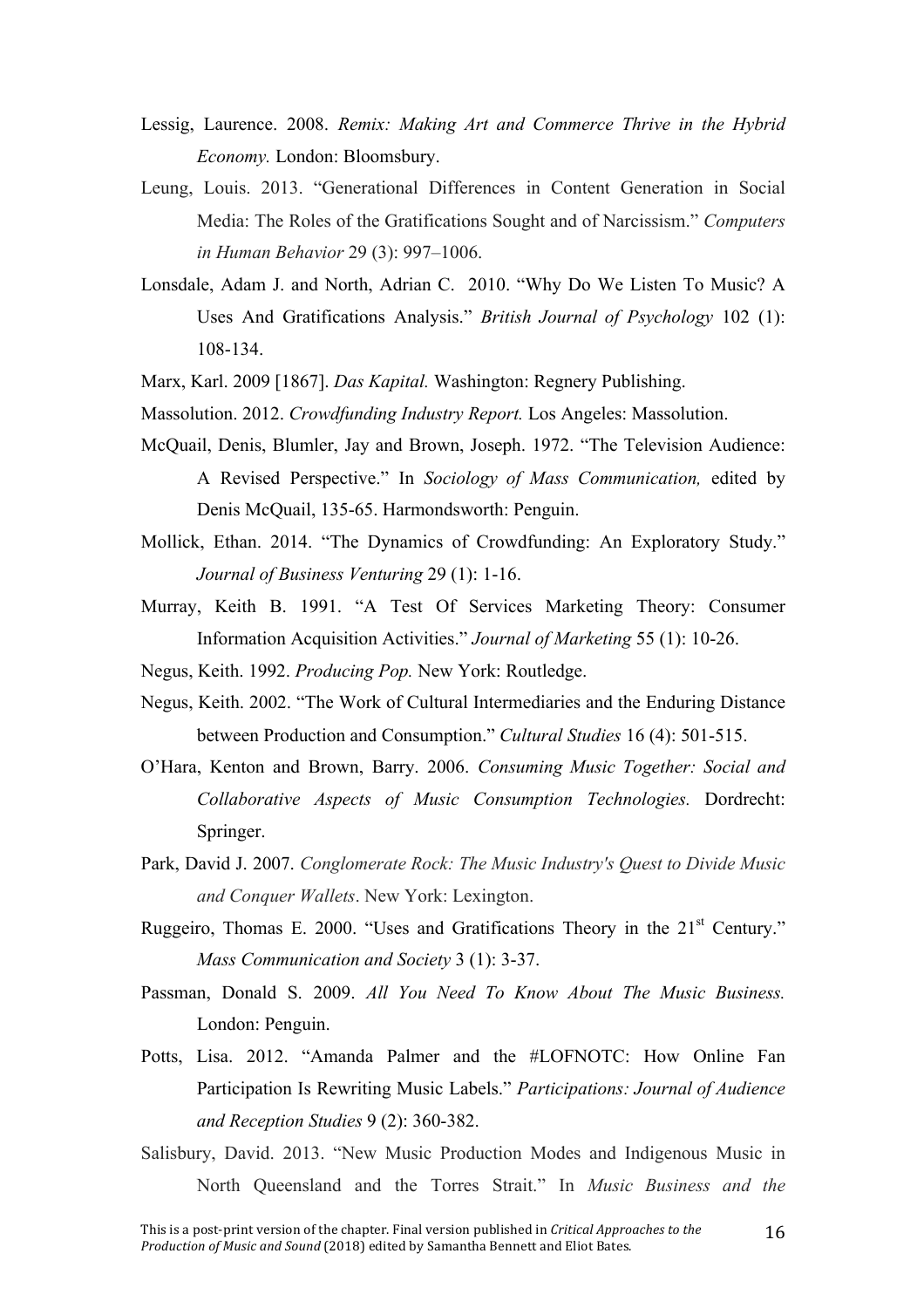Lessig, Laurence. 2008. *Remix: Making Art and Commerce Thrive in the Hybrid Economy.* London: Bloomsbury.

Leung, Louis. 2013. "Generational Differences in Content Generation in Social Media: The Roles of the Gratifications Sought and of Narcissism." *Computers in Human Behavior* 29 (3): 997–1006.

Lonsdale, Adam J. and North, Adrian C. 2010. "Why Do We Listen To Music? A Uses And Gratifications Analysis." *British Journal of Psychology* 102 (1): 108-134.

Marx, Karl. 2009 [1867]. *Das Kapital.* Washington: Regnery Publishing.

Massolution. 2012. *Crowdfunding Industry Report.* Los Angeles: Massolution.

McQuail, Denis, Blumler, Jay and Brown, Joseph. 1972. "The Television Audience: A Revised Perspective." In *Sociology of Mass Communication,* edited by Denis McQuail, 135-65. Harmondsworth: Penguin.

Mollick, Ethan. 2014. "The Dynamics of Crowdfunding: An Exploratory Study." *Journal of Business Venturing* 29 (1): 1-16.

Murray, Keith B. 1991. "A Test Of Services Marketing Theory: Consumer Information Acquisition Activities." *Journal of Marketing* 55 (1): 10-26.

Negus, Keith. 1992. *Producing Pop.* New York: Routledge.

Negus, Keith. 2002. "The Work of Cultural Intermediaries and the Enduring Distance between Production and Consumption." *Cultural Studies* 16 (4): 501-515.

O'Hara, Kenton and Brown, Barry. 2006. *Consuming Music Together: Social and Collaborative Aspects of Music Consumption Technologies.* Dordrecht: Springer.

Park, David J. 2007. *Conglomerate Rock: The Music Industry's Quest to Divide Music and Conquer Wallets*. New York: Lexington.

Ruggeiro, Thomas E. 2000. "Uses and Gratifications Theory in the 21st Century." *Mass Communication and Society* 3 (1): 3-37.

Passman, Donald S. 2009. *All You Need To Know About The Music Business.* London: Penguin.

Potts, Lisa. 2012. "Amanda Palmer and the #LOFNOTC: How Online Fan Participation Is Rewriting Music Labels." *Participations: Journal of Audience and Reception Studies* 9 (2): 360-382.

Salisbury, David. 2013. "New Music Production Modes and Indigenous Music in North Queensland and the Torres Strait." In *Music Business and the*

This is a post-print version of the chapter. Final version published in *Critical Approaches to the Production of Music and Sound* (2018) edited by Samantha Bennett and Eliot Bates.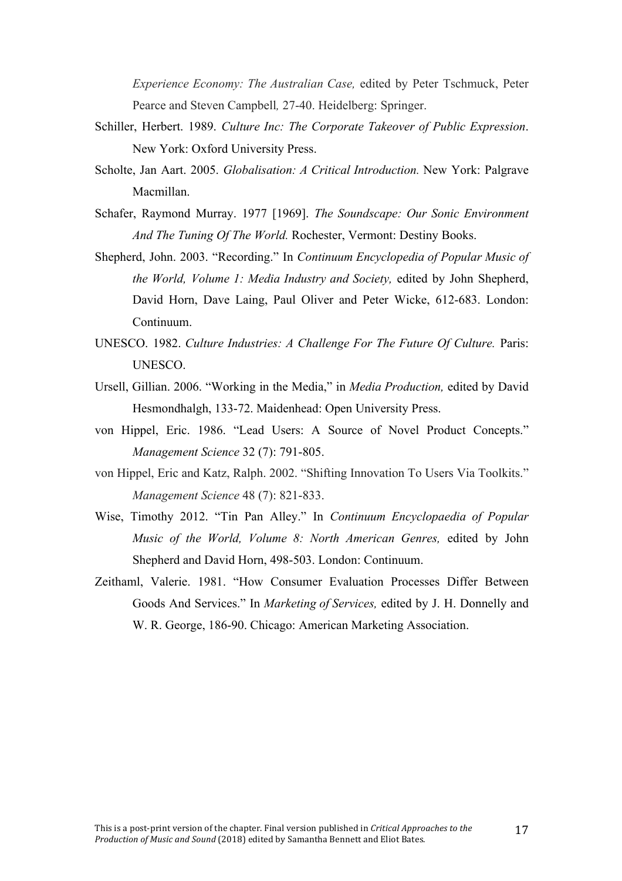*Experience Economy: The Australian Case,* edited by Peter Tschmuck, Peter Pearce and Steven Campbell*,* 27-40. Heidelberg: Springer.

Schiller, Herbert. 1989. *Culture Inc: The Corporate Takeover of Public Expression*. New York: Oxford University Press.

Scholte, Jan Aart. 2005. *Globalisation: A Critical Introduction.* New York: Palgrave Macmillan.

Schafer, Raymond Murray. 1977 [1969]. *The Soundscape: Our Sonic Environment And The Tuning Of The World.* Rochester, Vermont: Destiny Books.

Shepherd, John. 2003. "Recording." In *Continuum Encyclopedia of Popular Music of the World, Volume 1: Media Industry and Society,* edited by John Shepherd, David Horn, Dave Laing, Paul Oliver and Peter Wicke, 612-683. London: Continuum.

UNESCO. 1982. *Culture Industries: A Challenge For The Future Of Culture.* Paris: UNESCO.

Ursell, Gillian. 2006. "Working in the Media," in *Media Production,* edited by David Hesmondhalgh, 133-72. Maidenhead: Open University Press.

von Hippel, Eric. 1986. "Lead Users: A Source of Novel Product Concepts." *Management Science* 32 (7): 791-805.

von Hippel, Eric and Katz, Ralph. 2002. "Shifting Innovation To Users Via Toolkits." *Management Science* 48 (7): 821-833.

Wise, Timothy 2012. "Tin Pan Alley." In *Continuum Encyclopaedia of Popular Music of the World, Volume 8: North American Genres,* edited by John Shepherd and David Horn, 498-503. London: Continuum.

Zeithaml, Valerie. 1981. "How Consumer Evaluation Processes Differ Between Goods And Services." In *Marketing of Services,* edited by J. H. Donnelly and W. R. George, 186-90. Chicago: American Marketing Association.

This is a post-print version of the chapter. Final version published in *Critical Approaches to the Production of Music and Sound* (2018) edited by Samantha Bennett and Eliot Bates.